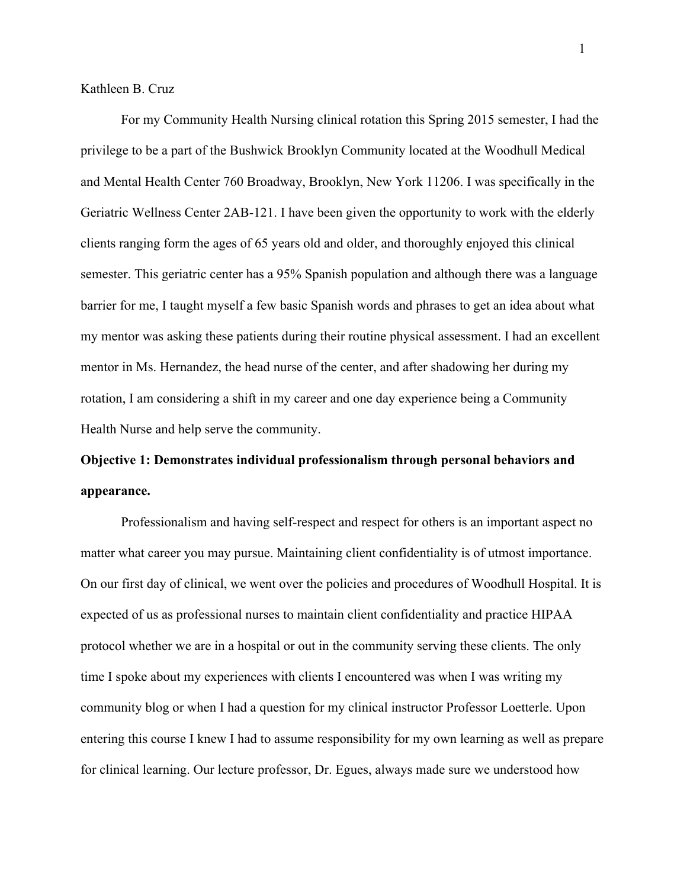Kathleen B. Cruz

For my Community Health Nursing clinical rotation this Spring 2015 semester, I had the privilege to be a part of the Bushwick Brooklyn Community located at the Woodhull Medical and Mental Health Center 760 Broadway, Brooklyn, New York 11206. I was specifically in the Geriatric Wellness Center 2AB-121. I have been given the opportunity to work with the elderly clients ranging form the ages of 65 years old and older, and thoroughly enjoyed this clinical semester. This geriatric center has a 95% Spanish population and although there was a language barrier for me, I taught myself a few basic Spanish words and phrases to get an idea about what my mentor was asking these patients during their routine physical assessment. I had an excellent mentor in Ms. Hernandez, the head nurse of the center, and after shadowing her during my rotation, I am considering a shift in my career and one day experience being a Community Health Nurse and help serve the community.

**Objective 1: Demonstrates individual professionalism through personal behaviors and appearance.**

Professionalism and having self-respect and respect for others is an important aspect no matter what career you may pursue. Maintaining client confidentiality is of utmost importance. On our first day of clinical, we went over the policies and procedures of Woodhull Hospital. It is expected of us as professional nurses to maintain client confidentiality and practice HIPAA protocol whether we are in a hospital or out in the community serving these clients. The only time I spoke about my experiences with clients I encountered was when I was writing my community blog or when I had a question for my clinical instructor Professor Loetterle. Upon entering this course I knew I had to assume responsibility for my own learning as well as prepare for clinical learning. Our lecture professor, Dr. Egues, always made sure we understood how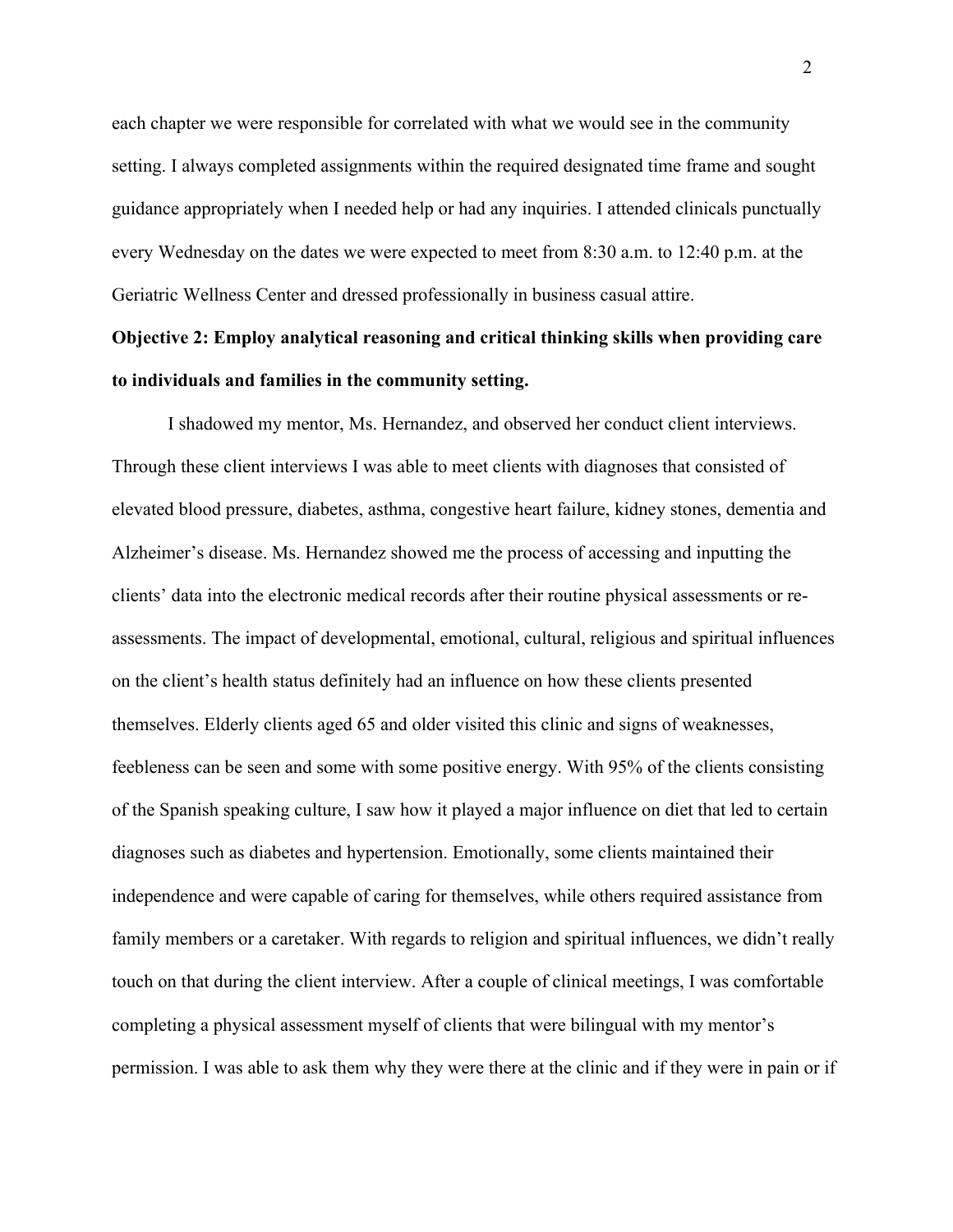each chapter we were responsible for correlated with what we would see in the community setting. I always completed assignments within the required designated time frame and sought guidance appropriately when I needed help or had any inquiries. I attended clinicals punctually every Wednesday on the dates we were expected to meet from 8:30 a.m. to 12:40 p.m. at the Geriatric Wellness Center and dressed professionally in business casual attire.

**Objective 2: Employ analytical reasoning and critical thinking skills when providing care to individuals and families in the community setting.**

I shadowed my mentor, Ms. Hernandez, and observed her conduct client interviews. Through these client interviews I was able to meet clients with diagnoses that consisted of elevated blood pressure, diabetes, asthma, congestive heart failure, kidney stones, dementia and Alzheimer's disease. Ms. Hernandez showed me the process of accessing and inputting the clients' data into the electronic medical records after their routine physical assessments or re-assessments. The impact of developmental, emotional, cultural, religious and spiritual influences on the client's health status definitely had an influence on how these clients presented themselves. Elderly clients aged 65 and older visited this clinic and signs of weaknesses, feebleness can be seen and some with some positive energy. With 95% of the clients consisting of the Spanish speaking culture, I saw how it played a major influence on diet that led to certain diagnoses such as diabetes and hypertension. Emotionally, some clients maintained their independence and were capable of caring for themselves, while others required assistance from family members or a caretaker. With regards to religion and spiritual influences, we didn't really touch on that during the client interview. After a couple of clinical meetings, I was comfortable completing a physical assessment myself of clients that were bilingual with my mentor's permission. I was able to ask them why they were there at the clinic and if they were in pain or if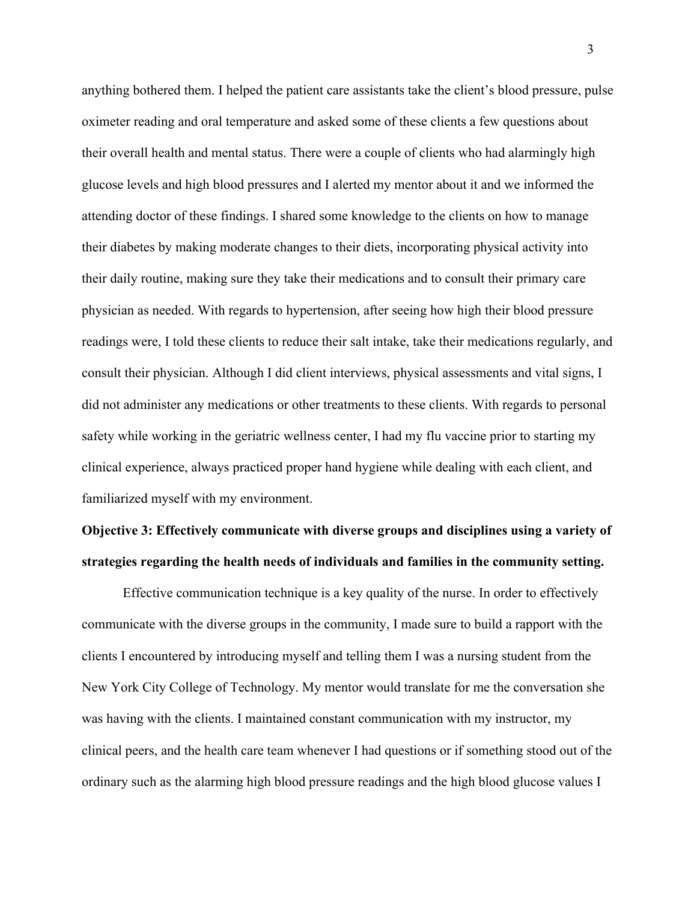anything bothered them. I helped the patient care assistants take the client's blood pressure, pulse oximeter reading and oral temperature and asked some of these clients a few questions about their overall health and mental status. There were a couple of clients who had alarmingly high glucose levels and high blood pressures and I alerted my mentor about it and we informed the attending doctor of these findings. I shared some knowledge to the clients on how to manage their diabetes by making moderate changes to their diets, incorporating physical activity into their daily routine, making sure they take their medications and to consult their primary care physician as needed. With regards to hypertension, after seeing how high their blood pressure readings were, I told these clients to reduce their salt intake, take their medications regularly, and consult their physician. Although I did client interviews, physical assessments and vital signs, I did not administer any medications or other treatments to these clients. With regards to personal safety while working in the geriatric wellness center, I had my flu vaccine prior to starting my clinical experience, always practiced proper hand hygiene while dealing with each client, and familiarized myself with my environment.

**Objective 3: Effectively communicate with diverse groups and disciplines using a variety of strategies regarding the health needs of individuals and families in the community setting.**

Effective communication technique is a key quality of the nurse. In order to effectively communicate with the diverse groups in the community, I made sure to build a rapport with the clients I encountered by introducing myself and telling them I was a nursing student from the New York City College of Technology. My mentor would translate for me the conversation she was having with the clients. I maintained constant communication with my instructor, my clinical peers, and the health care team whenever I had questions or if something stood out of the ordinary such as the alarming high blood pressure readings and the high blood glucose values I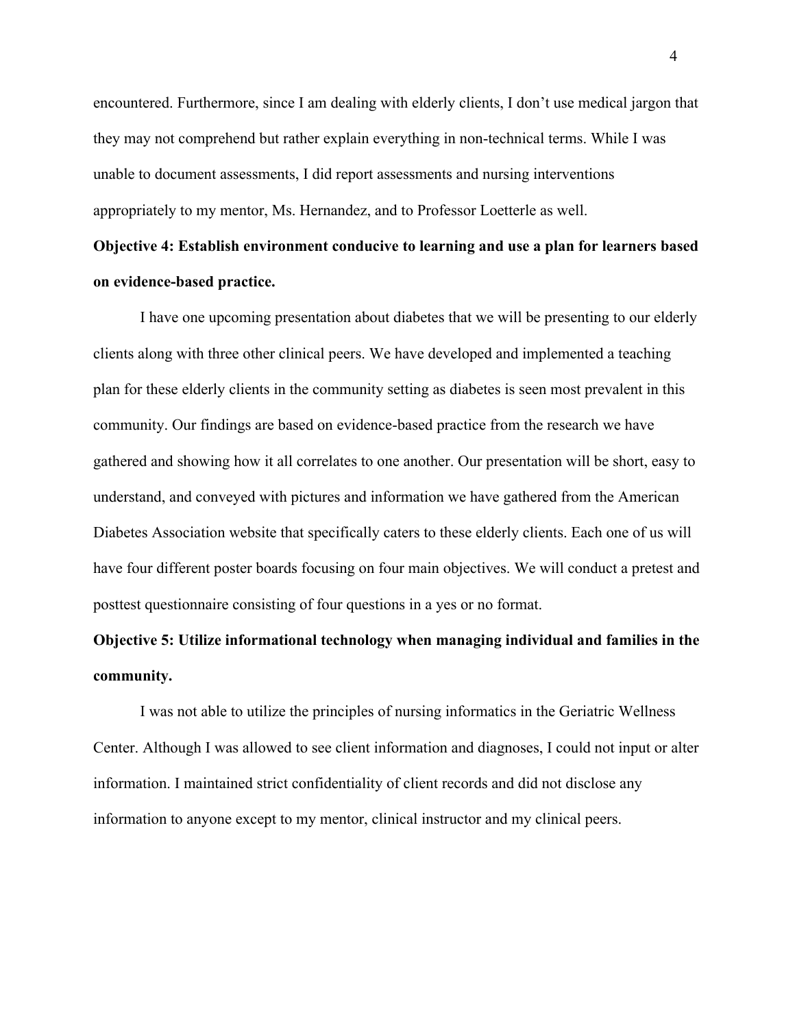encountered. Furthermore, since I am dealing with elderly clients, I don't use medical jargon that they may not comprehend but rather explain everything in non-technical terms. While I was unable to document assessments, I did report assessments and nursing interventions appropriately to my mentor, Ms. Hernandez, and to Professor Loetterle as well.

**Objective 4: Establish environment conducive to learning and use a plan for learners based on evidence-based practice.**

I have one upcoming presentation about diabetes that we will be presenting to our elderly clients along with three other clinical peers. We have developed and implemented a teaching plan for these elderly clients in the community setting as diabetes is seen most prevalent in this community. Our findings are based on evidence-based practice from the research we have gathered and showing how it all correlates to one another. Our presentation will be short, easy to understand, and conveyed with pictures and information we have gathered from the American Diabetes Association website that specifically caters to these elderly clients. Each one of us will have four different poster boards focusing on four main objectives. We will conduct a pretest and posttest questionnaire consisting of four questions in a yes or no format.

**Objective 5: Utilize informational technology when managing individual and families in the community.**

I was not able to utilize the principles of nursing informatics in the Geriatric Wellness Center. Although I was allowed to see client information and diagnoses, I could not input or alter information. I maintained strict confidentiality of client records and did not disclose any information to anyone except to my mentor, clinical instructor and my clinical peers.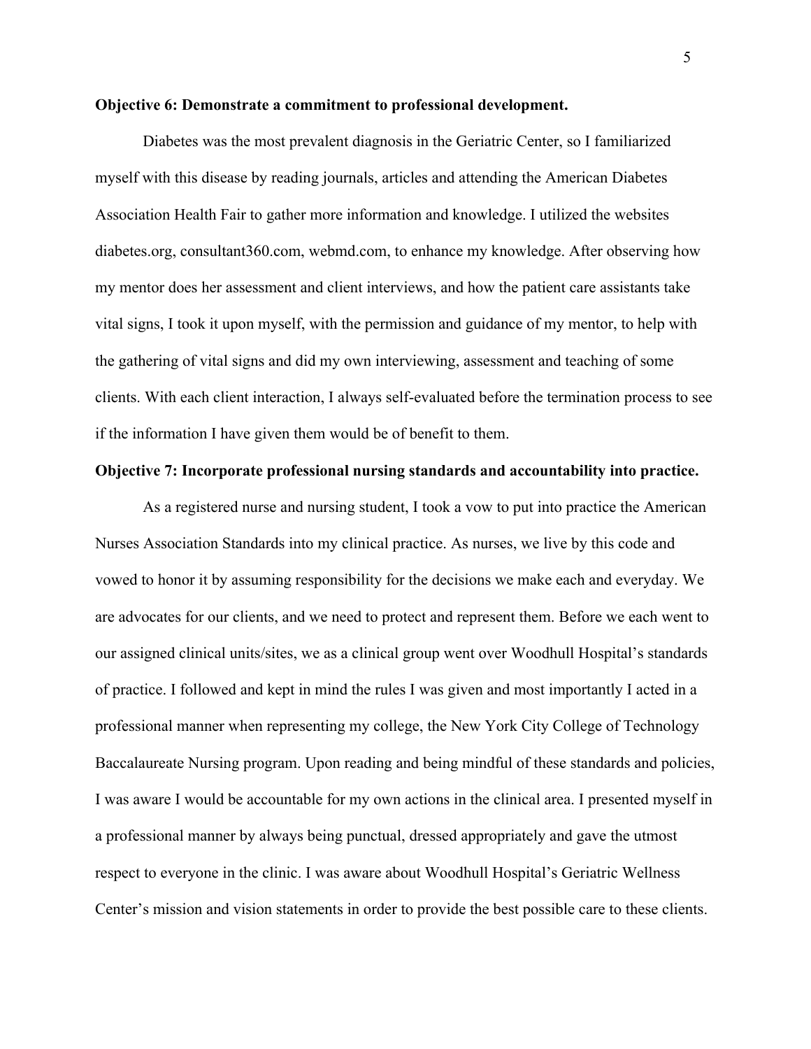**Objective 6: Demonstrate a commitment to professional development.**

Diabetes was the most prevalent diagnosis in the Geriatric Center, so I familiarized myself with this disease by reading journals, articles and attending the American Diabetes Association Health Fair to gather more information and knowledge. I utilized the websites diabetes.org, consultant360.com, webmd.com, to enhance my knowledge. After observing how my mentor does her assessment and client interviews, and how the patient care assistants take vital signs, I took it upon myself, with the permission and guidance of my mentor, to help with the gathering of vital signs and did my own interviewing, assessment and teaching of some clients. With each client interaction, I always self-evaluated before the termination process to see if the information I have given them would be of benefit to them.

**Objective 7: Incorporate professional nursing standards and accountability into practice.**

As a registered nurse and nursing student, I took a vow to put into practice the American Nurses Association Standards into my clinical practice. As nurses, we live by this code and vowed to honor it by assuming responsibility for the decisions we make each and everyday. We are advocates for our clients, and we need to protect and represent them. Before we each went to our assigned clinical units/sites, we as a clinical group went over Woodhull Hospital's standards of practice. I followed and kept in mind the rules I was given and most importantly I acted in a professional manner when representing my college, the New York City College of Technology Baccalaureate Nursing program. Upon reading and being mindful of these standards and policies, I was aware I would be accountable for my own actions in the clinical area. I presented myself in a professional manner by always being punctual, dressed appropriately and gave the utmost respect to everyone in the clinic. I was aware about Woodhull Hospital's Geriatric Wellness Center's mission and vision statements in order to provide the best possible care to these clients.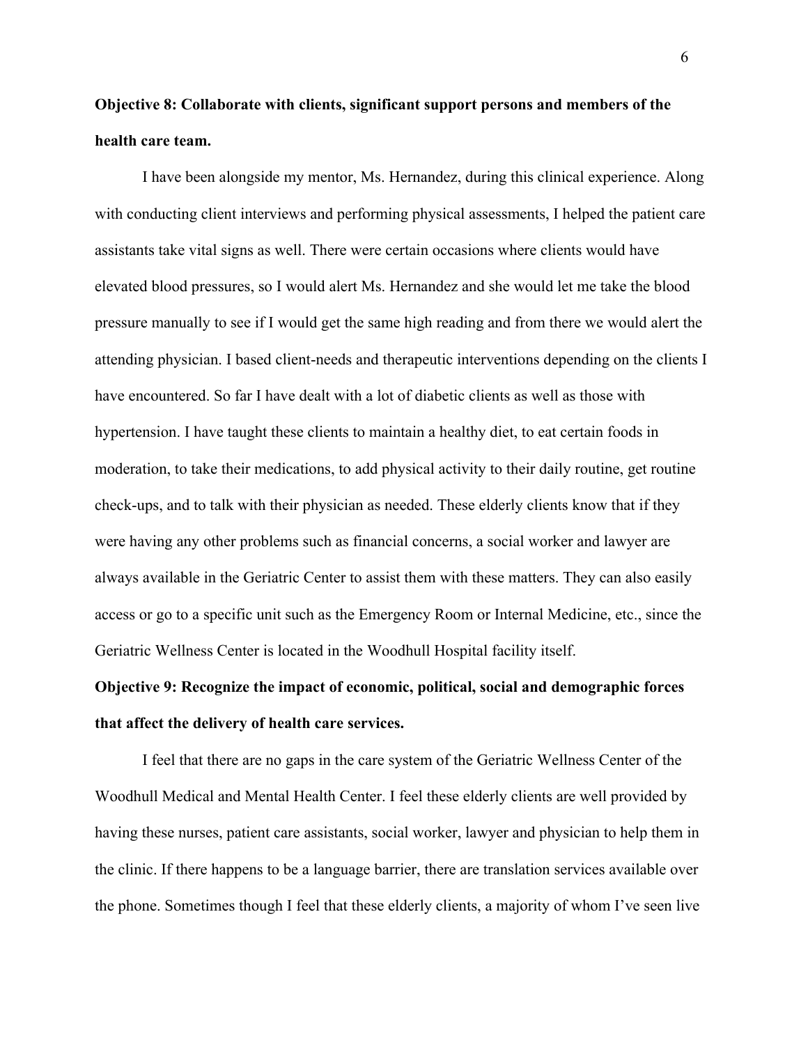**Objective 8: Collaborate with clients, significant support persons and members of the health care team.**

I have been alongside my mentor, Ms. Hernandez, during this clinical experience. Along with conducting client interviews and performing physical assessments, I helped the patient care assistants take vital signs as well. There were certain occasions where clients would have elevated blood pressures, so I would alert Ms. Hernandez and she would let me take the blood pressure manually to see if I would get the same high reading and from there we would alert the attending physician. I based client-needs and therapeutic interventions depending on the clients I have encountered. So far I have dealt with a lot of diabetic clients as well as those with hypertension. I have taught these clients to maintain a healthy diet, to eat certain foods in moderation, to take their medications, to add physical activity to their daily routine, get routine check-ups, and to talk with their physician as needed. These elderly clients know that if they were having any other problems such as financial concerns, a social worker and lawyer are always available in the Geriatric Center to assist them with these matters. They can also easily access or go to a specific unit such as the Emergency Room or Internal Medicine, etc., since the Geriatric Wellness Center is located in the Woodhull Hospital facility itself.

**Objective 9: Recognize the impact of economic, political, social and demographic forces that affect the delivery of health care services.**

I feel that there are no gaps in the care system of the Geriatric Wellness Center of the Woodhull Medical and Mental Health Center. I feel these elderly clients are well provided by having these nurses, patient care assistants, social worker, lawyer and physician to help them in the clinic. If there happens to be a language barrier, there are translation services available over the phone. Sometimes though I feel that these elderly clients, a majority of whom I've seen live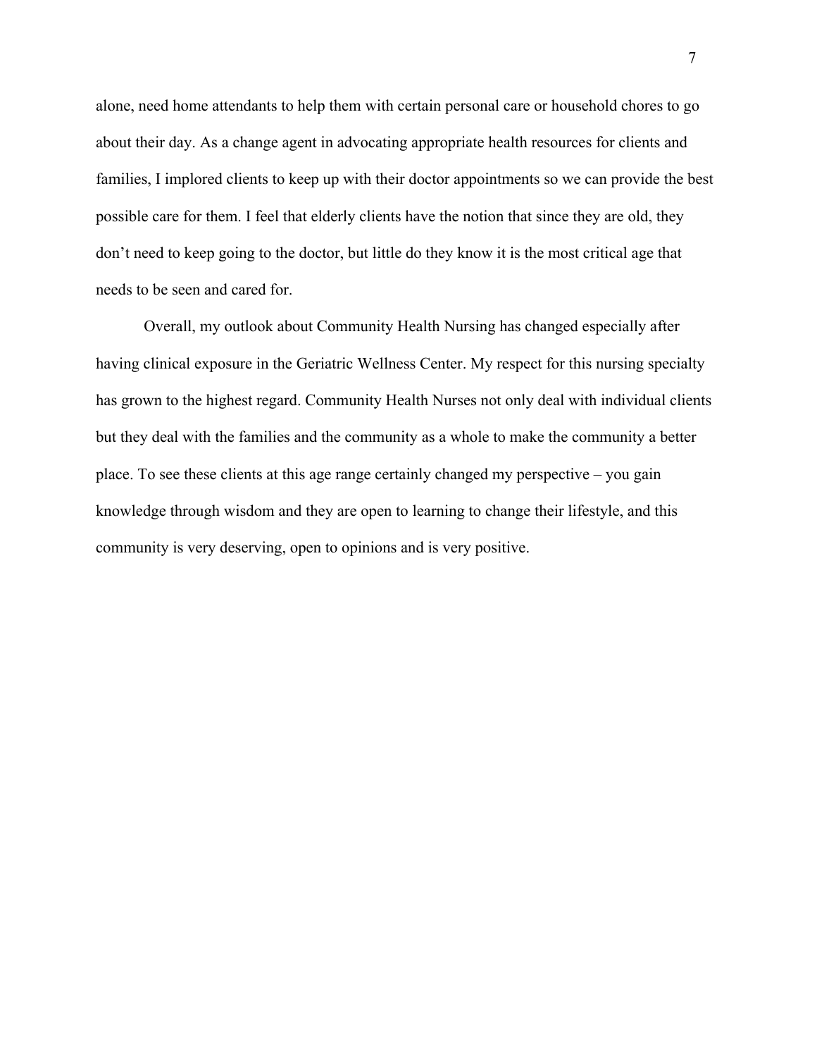alone, need home attendants to help them with certain personal care or household chores to go about their day. As a change agent in advocating appropriate health resources for clients and families, I implored clients to keep up with their doctor appointments so we can provide the best possible care for them. I feel that elderly clients have the notion that since they are old, they don't need to keep going to the doctor, but little do they know it is the most critical age that needs to be seen and cared for.

Overall, my outlook about Community Health Nursing has changed especially after having clinical exposure in the Geriatric Wellness Center. My respect for this nursing specialty has grown to the highest regard. Community Health Nurses not only deal with individual clients but they deal with the families and the community as a whole to make the community a better place. To see these clients at this age range certainly changed my perspective – you gain knowledge through wisdom and they are open to learning to change their lifestyle, and this community is very deserving, open to opinions and is very positive.